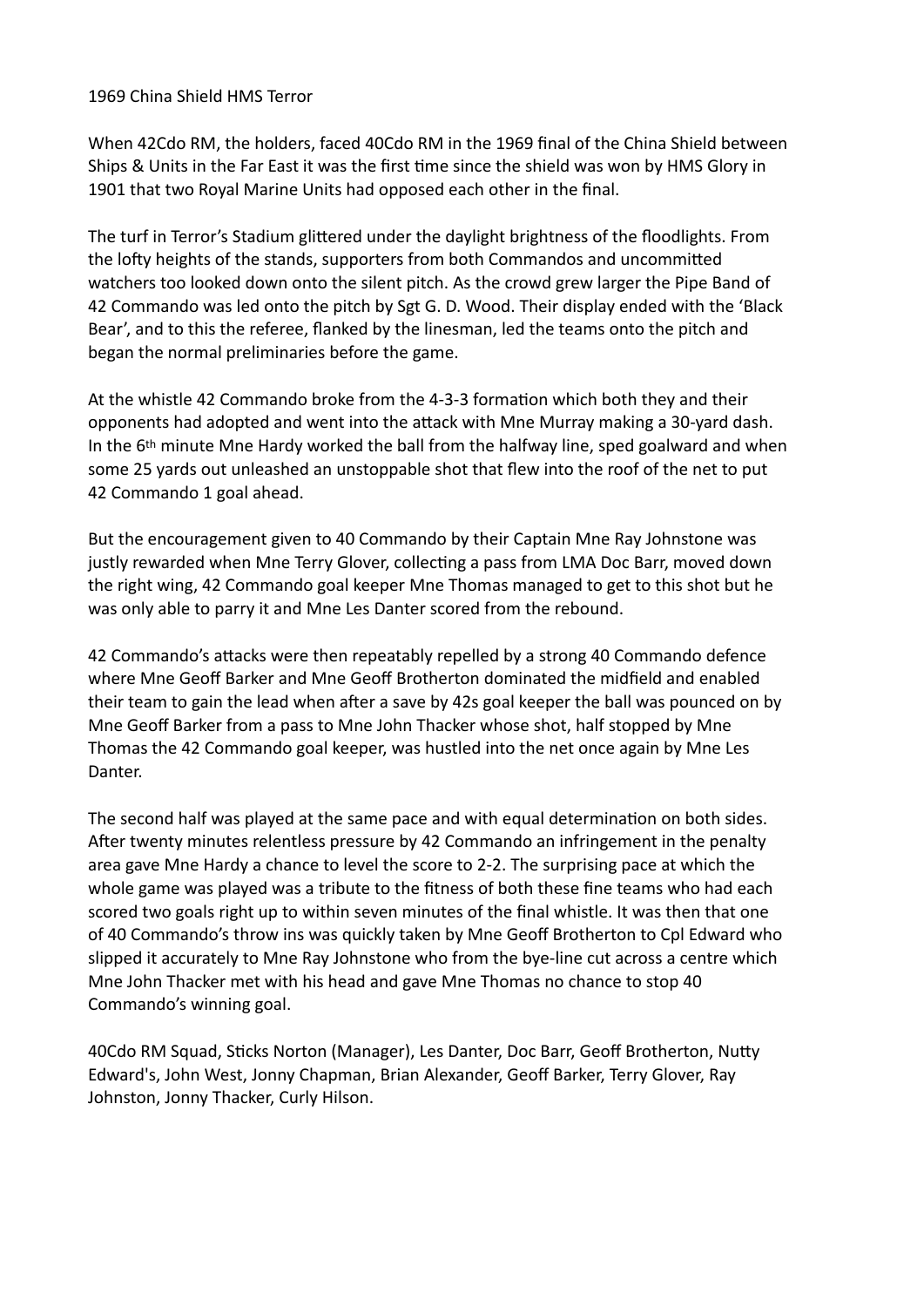1969 China Shield HMS Terror

When 42Cdo RM, the holders, faced 40Cdo RM in the 1969 final of the China Shield between Ships & Units in the Far East it was the first time since the shield was won by HMS Glory in 1901 that two Royal Marine Units had opposed each other in the final.

The turf in Terror's Stadium glittered under the daylight brightness of the floodlights. From the lofty heights of the stands, supporters from both Commandos and uncommitted watchers too looked down onto the silent pitch. As the crowd grew larger the Pipe Band of 42 Commando was led onto the pitch by Sgt G. D. Wood. Their display ended with the 'Black Bear', and to this the referee, flanked by the linesman, led the teams onto the pitch and began the normal preliminaries before the game.

At the whistle 42 Commando broke from the 4-3-3 formation which both they and their opponents had adopted and went into the attack with Mne Murray making a 30-yard dash. In the 6th minute Mne Hardy worked the ball from the halfway line, sped goalward and when some 25 yards out unleashed an unstoppable shot that flew into the roof of the net to put 42 Commando 1 goal ahead.

But the encouragement given to 40 Commando by their Captain Mne Ray Johnstone was justly rewarded when Mne Terry Glover, collecting a pass from LMA Doc Barr, moved down the right wing, 42 Commando goal keeper Mne Thomas managed to get to this shot but he was only able to parry it and Mne Les Danter scored from the rebound.

42 Commando's attacks were then repeatably repelled by a strong 40 Commando defence where Mne Geoff Barker and Mne Geoff Brotherton dominated the midfield and enabled their team to gain the lead when after a save by 42s goal keeper the ball was pounced on by Mne Geoff Barker from a pass to Mne John Thacker whose shot, half stopped by Mne Thomas the 42 Commando goal keeper, was hustled into the net once again by Mne Les Danter.

The second half was played at the same pace and with equal determination on both sides. After twenty minutes relentless pressure by 42 Commando an infringement in the penalty area gave Mne Hardy a chance to level the score to 2-2. The surprising pace at which the whole game was played was a tribute to the fitness of both these fine teams who had each scored two goals right up to within seven minutes of the final whistle. It was then that one of 40 Commando's throw ins was quickly taken by Mne Geoff Brotherton to Cpl Edward who slipped it accurately to Mne Ray Johnstone who from the bye-line cut across a centre which Mne John Thacker met with his head and gave Mne Thomas no chance to stop 40 Commando's winning goal.

40Cdo RM Squad, Sticks Norton (Manager), Les Danter, Doc Barr, Geoff Brotherton, Nutty Edward's, John West, Jonny Chapman, Brian Alexander, Geoff Barker, Terry Glover, Ray Johnston, Jonny Thacker, Curly Hilson.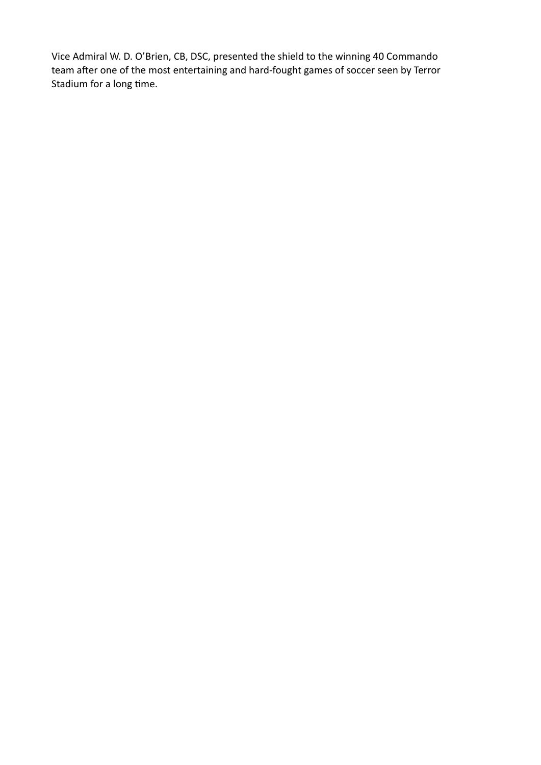Vice Admiral W. D. O'Brien, CB, DSC, presented the shield to the winning 40 Commando team after one of the most entertaining and hard-fought games of soccer seen by Terror Stadium for a long time.